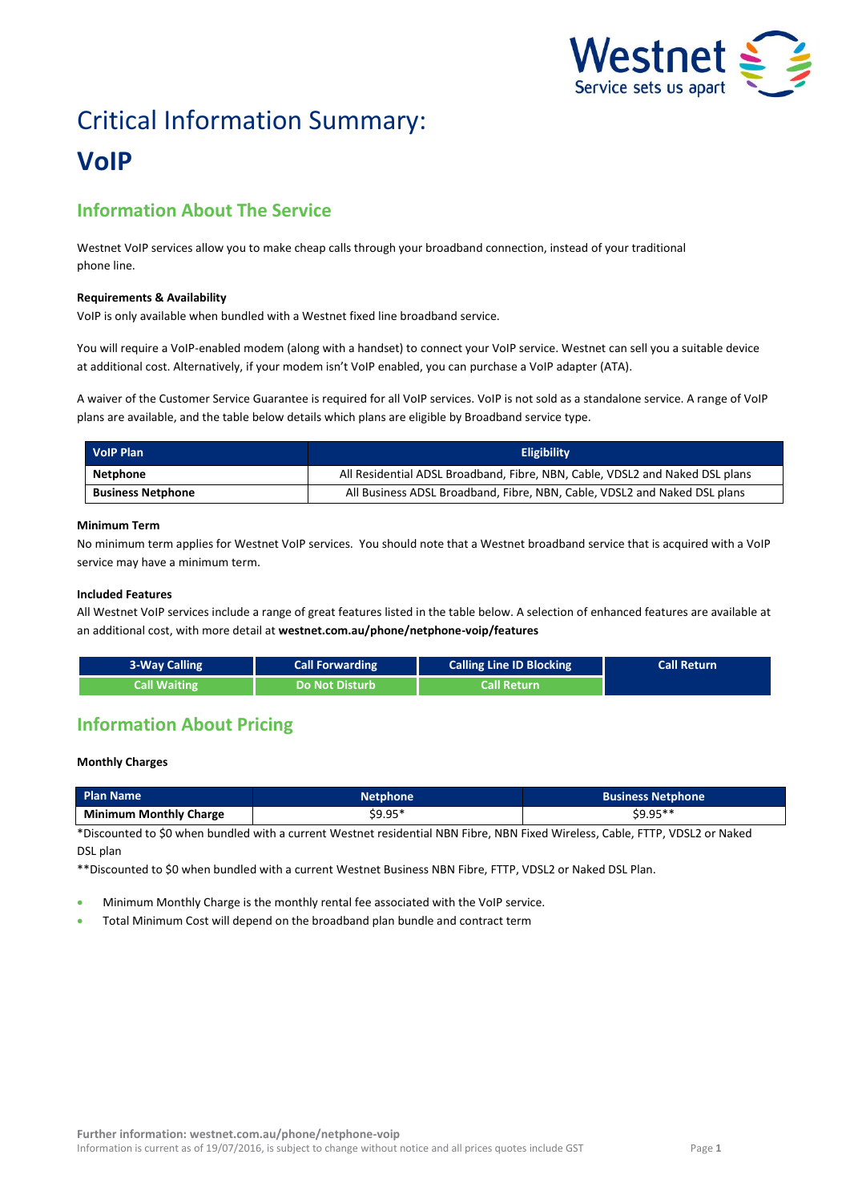# Critical Information Summary:

# VoIP

## Information About The Service

Westnet VoIP services allow you to make cheap calls through your broadband connection, instead of your traditional phone line.

**Requirements & Availability**

VoIP is only available when bundled with a Westnet fixed line broadband service.

You will require a VoIP-enabled modem (along with a handset) to connect your VoIP service. Westnet can sell you a suitable device at additional cost. Alternatively, if your modem isn't VoIP enabled, you can purchase a VoIP adapter (ATA).

A waiver of the Customer Service Guarantee is required for all VoIP services. VoIP is not sold as a standalone service. A range of VoIP plans are available, and the table below details which plans are eligible by Broadband service type.

| VoIP Plan | Eligibility |
|---|---|
| **Netphone** | All Residential ADSL Broadband, Fibre, NBN, Cable, VDSL2 and Naked DSL plans |
| **Business Netphone** | All Business ADSL Broadband, Fibre, NBN, Cable, VDSL2 and Naked DSL plans |

**Minimum Term**

No minimum term applies for Westnet VoIP services. You should note that a Westnet broadband service that is acquired with a VoIP service may have a minimum term.

**Included Features**

All Westnet VoIP services include a range of great features listed in the table below. A selection of enhanced features are available at an additional cost, with more detail at **westnet.com.au/phone/netphone-voip/features**

| 3-Way Calling | Call Forwarding | Calling Line ID Blocking | Call Return |
|---|---|---|---|
| Call Waiting | Do Not Disturb | Call Return | |

## Information About Pricing

**Monthly Charges**

| Plan Name | Netphone | Business Netphone |
|---|---|---|
| **Minimum Monthly Charge** | $9.95* | $9.95** |

*Discounted to $0 when bundled with a current Westnet residential NBN Fibre, NBN Fixed Wireless, Cable, FTTP, VDSL2 or Naked DSL plan

**Discounted to $0 when bundled with a current Westnet Business NBN Fibre, FTTP, VDSL2 or Naked DSL Plan.

- Minimum Monthly Charge is the monthly rental fee associated with the VoIP service.
- Total Minimum Cost will depend on the broadband plan bundle and contract term

**Further information: westnet.com.au/phone/netphone-voip**

Information is current as of 19/07/2016, is subject to change without notice and all prices quotes include GST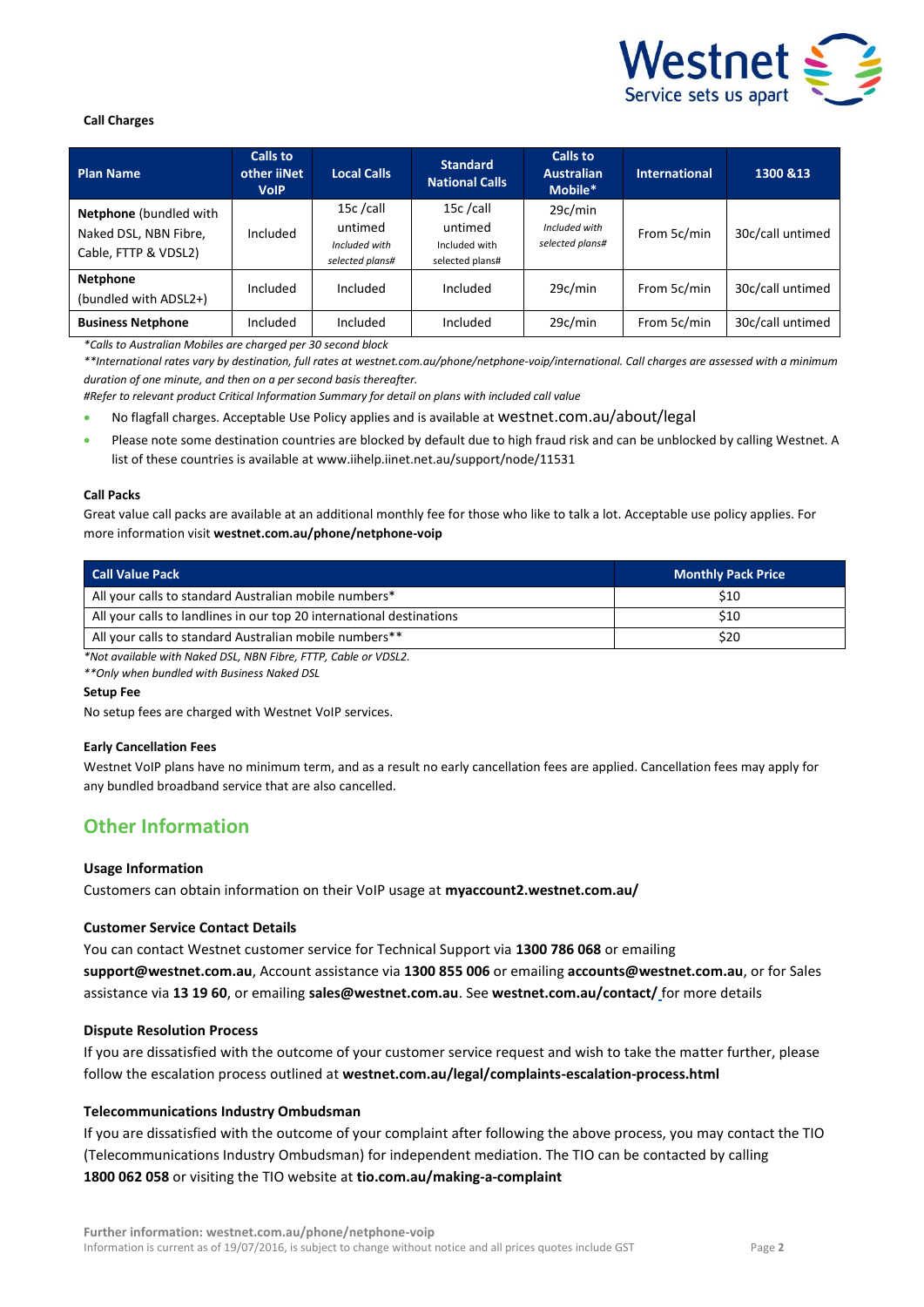**Call Charges**

| Plan Name | Calls to other iiNet VoIP | Local Calls | Standard National Calls | Calls to Australian Mobile* | International | 1300 &13 |
|---|---|---|---|---|---|---|
| **Netphone** (bundled with Naked DSL, NBN Fibre, Cable, FTTP & VDSL2) | Included | 15c /call untimed *Included with selected plans#* | 15c /call untimed Included with selected plans# | 29c/min *Included with selected plans#* | From 5c/min | 30c/call untimed |
| **Netphone** (bundled with ADSL2+) | Included | Included | Included | 29c/min | From 5c/min | 30c/call untimed |
| **Business Netphone** | Included | Included | Included | 29c/min | From 5c/min | 30c/call untimed |

*\*Calls to Australian Mobiles are charged per 30 second block*

*\*\*International rates vary by destination, full rates at westnet.com.au/phone/netphone-voip/international. Call charges are assessed with a minimum duration of one minute, and then on a per second basis thereafter.*

*#Refer to relevant product Critical Information Summary for detail on plans with included call value*

- No flagfall charges. Acceptable Use Policy applies and is available at westnet.com.au/about/legal
- Please note some destination countries are blocked by default due to high fraud risk and can be unblocked by calling Westnet. A list of these countries is available at www.iihelp.iinet.net.au/support/node/11531

**Call Packs**

Great value call packs are available at an additional monthly fee for those who like to talk a lot. Acceptable use policy applies. For more information visit **westnet.com.au/phone/netphone-voip**

| Call Value Pack | Monthly Pack Price |
|---|---|
| All your calls to standard Australian mobile numbers* | $10 |
| All your calls to landlines in our top 20 international destinations | $10 |
| All your calls to standard Australian mobile numbers** | $20 |

*\*Not available with Naked DSL, NBN Fibre, FTTP, Cable or VDSL2.*

*\*\*Only when bundled with Business Naked DSL*

**Setup Fee**

No setup fees are charged with Westnet VoIP services.

**Early Cancellation Fees**

Westnet VoIP plans have no minimum term, and as a result no early cancellation fees are applied. Cancellation fees may apply for any bundled broadband service that are also cancelled.

## Other Information

**Usage Information**

Customers can obtain information on their VoIP usage at **myaccount2.westnet.com.au/**

**Customer Service Contact Details**

You can contact Westnet customer service for Technical Support via **1300 786 068** or emailing **support@westnet.com.au**, Account assistance via **1300 855 006** or emailing **accounts@westnet.com.au**, or for Sales assistance via **13 19 60**, or emailing **sales@westnet.com.au**. See **westnet.com.au/contact/** for more details

**Dispute Resolution Process**

If you are dissatisfied with the outcome of your customer service request and wish to take the matter further, please follow the escalation process outlined at **westnet.com.au/legal/complaints-escalation-process.html**

**Telecommunications Industry Ombudsman**

If you are dissatisfied with the outcome of your complaint after following the above process, you may contact the TIO (Telecommunications Industry Ombudsman) for independent mediation. The TIO can be contacted by calling **1800 062 058** or visiting the TIO website at **tio.com.au/making-a-complaint**